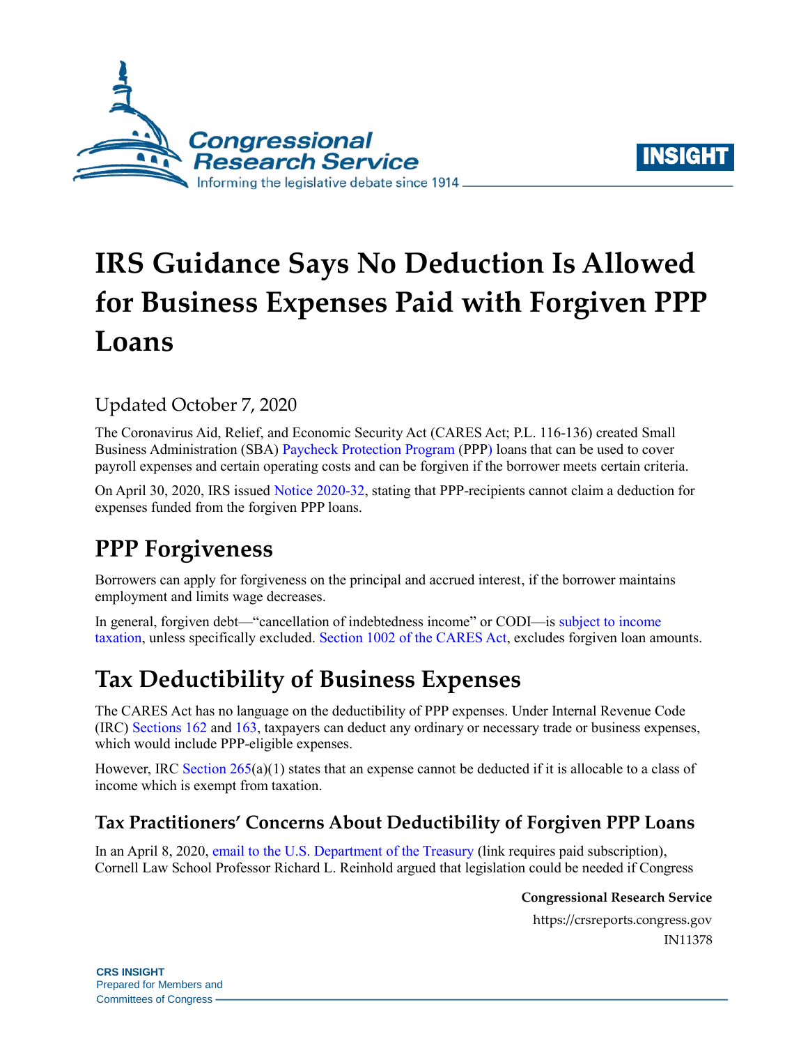# IRS Guidance Says No Deduction Is Allowed for Business Expenses Paid with Forgiven PPP Loans

Updated October 7, 2020

The Coronavirus Aid, Relief, and Economic Security Act (CARES Act; P.L. 116-136) created Small Business Administration (SBA) Paycheck Protection Program (PPP) loans that can be used to cover payroll expenses and certain operating costs and can be forgiven if the borrower meets certain criteria.

On April 30, 2020, IRS issued Notice 2020-32, stating that PPP-recipients cannot claim a deduction for expenses funded from the forgiven PPP loans.

## PPP Forgiveness

Borrowers can apply for forgiveness on the principal and accrued interest, if the borrower maintains employment and limits wage decreases.

In general, forgiven debt—"cancellation of indebtedness income" or CODI—is subject to income taxation, unless specifically excluded. Section 1002 of the CARES Act, excludes forgiven loan amounts.

## Tax Deductibility of Business Expenses

The CARES Act has no language on the deductibility of PPP expenses. Under Internal Revenue Code (IRC) Sections 162 and 163, taxpayers can deduct any ordinary or necessary trade or business expenses, which would include PPP-eligible expenses.

However, IRC Section 265(a)(1) states that an expense cannot be deducted if it is allocable to a class of income which is exempt from taxation.

### Tax Practitioners' Concerns About Deductibility of Forgiven PPP Loans

In an April 8, 2020, email to the U.S. Department of the Treasury (link requires paid subscription), Cornell Law School Professor Richard L. Reinhold argued that legislation could be needed if Congress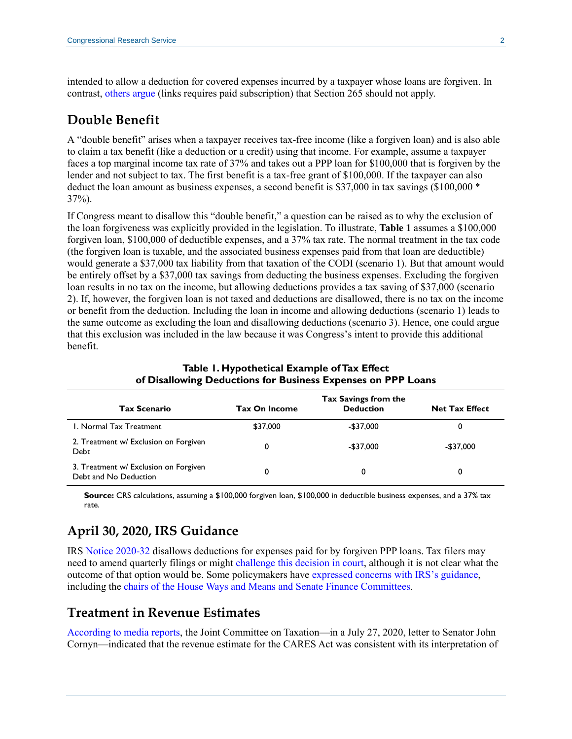intended to allow a deduction for covered expenses incurred by a taxpayer whose loans are forgiven. In contrast, others argue (links requires paid subscription) that Section 265 should not apply.

## Double Benefit

A "double benefit" arises when a taxpayer receives tax-free income (like a forgiven loan) and is also able to claim a tax benefit (like a deduction or a credit) using that income. For example, assume a taxpayer faces a top marginal income tax rate of 37% and takes out a PPP loan for $100,000 that is forgiven by the lender and not subject to tax. The first benefit is a tax-free grant of $100,000. If the taxpayer can also deduct the loan amount as business expenses, a second benefit is $37,000 in tax savings ($100,000 * 37%).

If Congress meant to disallow this "double benefit," a question can be raised as to why the exclusion of the loan forgiveness was explicitly provided in the legislation. To illustrate, **Table 1** assumes a $100,000 forgiven loan, $100,000 of deductible expenses, and a 37% tax rate. The normal treatment in the tax code (the forgiven loan is taxable, and the associated business expenses paid from that loan are deductible) would generate a $37,000 tax liability from that taxation of the CODI (scenario 1). But that amount would be entirely offset by a $37,000 tax savings from deducting the business expenses. Excluding the forgiven loan results in no tax on the income, but allowing deductions provides a tax saving of $37,000 (scenario 2). If, however, the forgiven loan is not taxed and deductions are disallowed, there is no tax on the income or benefit from the deduction. Including the loan in income and allowing deductions (scenario 1) leads to the same outcome as excluding the loan and disallowing deductions (scenario 3). Hence, one could argue that this exclusion was included in the law because it was Congress's intent to provide this additional benefit.

**Table 1. Hypothetical Example of Tax Effect of Disallowing Deductions for Business Expenses on PPP Loans**

| Tax Scenario | Tax On Income | Tax Savings from the Deduction | Net Tax Effect |
|---|---|---|---|
| 1. Normal Tax Treatment | $37,000 | -$37,000 | 0 |
| 2. Treatment w/ Exclusion on Forgiven Debt | 0 | -$37,000 | -$37,000 |
| 3. Treatment w/ Exclusion on Forgiven Debt and No Deduction | 0 | 0 | 0 |

**Source:** CRS calculations, assuming a $100,000 forgiven loan, $100,000 in deductible business expenses, and a 37% tax rate.

## April 30, 2020, IRS Guidance

IRS Notice 2020-32 disallows deductions for expenses paid for by forgiven PPP loans. Tax filers may need to amend quarterly filings or might challenge this decision in court, although it is not clear what the outcome of that option would be. Some policymakers have expressed concerns with IRS's guidance, including the chairs of the House Ways and Means and Senate Finance Committees.

## Treatment in Revenue Estimates

According to media reports, the Joint Committee on Taxation—in a July 27, 2020, letter to Senator John Cornyn—indicated that the revenue estimate for the CARES Act was consistent with its interpretation of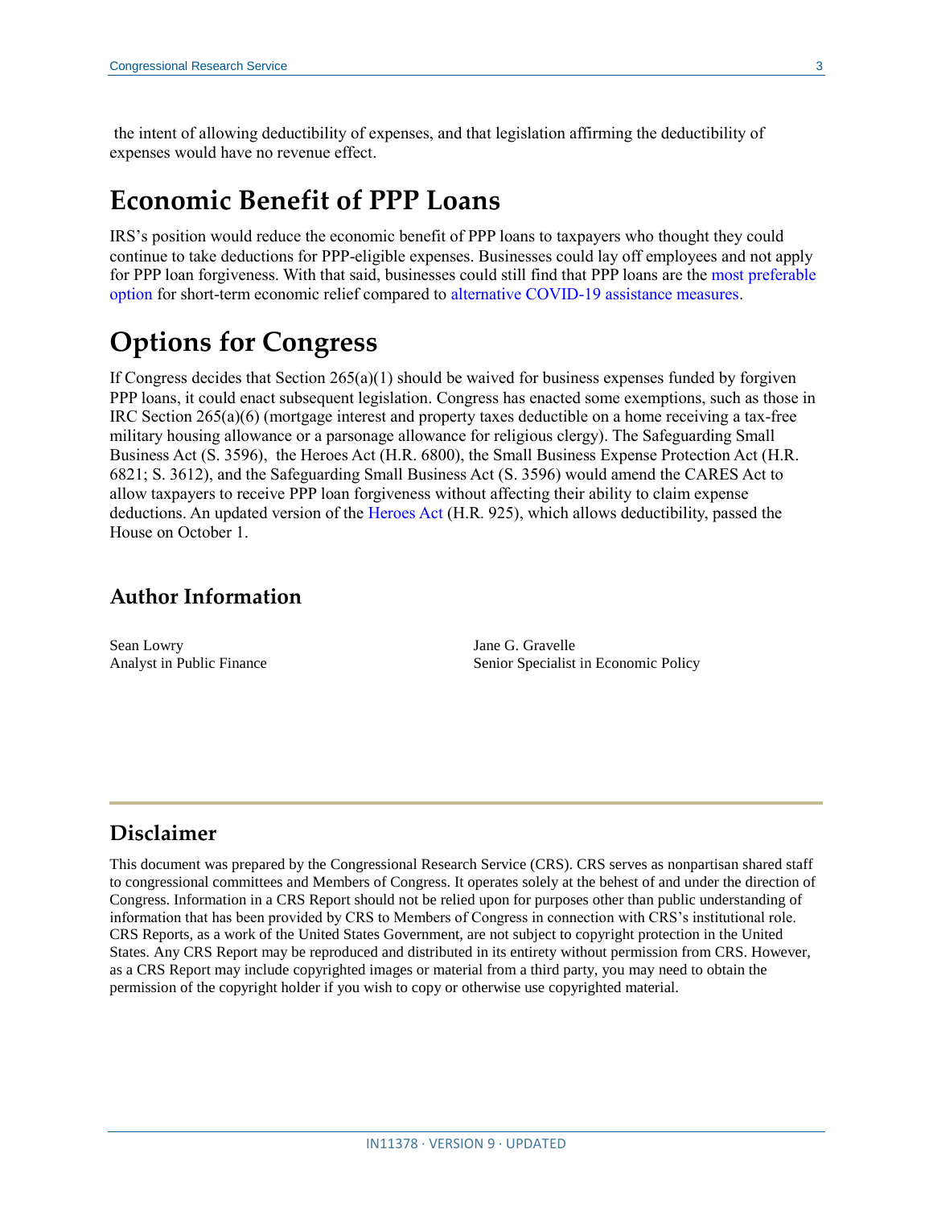the intent of allowing deductibility of expenses, and that legislation affirming the deductibility of expenses would have no revenue effect.

# Economic Benefit of PPP Loans

IRS's position would reduce the economic benefit of PPP loans to taxpayers who thought they could continue to take deductions for PPP-eligible expenses. Businesses could lay off employees and not apply for PPP loan forgiveness. With that said, businesses could still find that PPP loans are the most preferable option for short-term economic relief compared to alternative COVID-19 assistance measures.

# Options for Congress

If Congress decides that Section 265(a)(1) should be waived for business expenses funded by forgiven PPP loans, it could enact subsequent legislation. Congress has enacted some exemptions, such as those in IRC Section 265(a)(6) (mortgage interest and property taxes deductible on a home receiving a tax-free military housing allowance or a parsonage allowance for religious clergy). The Safeguarding Small Business Act (S. 3596), the Heroes Act (H.R. 6800), the Small Business Expense Protection Act (H.R. 6821; S. 3612), and the Safeguarding Small Business Act (S. 3596) would amend the CARES Act to allow taxpayers to receive PPP loan forgiveness without affecting their ability to claim expense deductions. An updated version of the Heroes Act (H.R. 925), which allows deductibility, passed the House on October 1.

## Author Information

Sean Lowry
Analyst in Public Finance

Jane G. Gravelle
Senior Specialist in Economic Policy

## Disclaimer

This document was prepared by the Congressional Research Service (CRS). CRS serves as nonpartisan shared staff to congressional committees and Members of Congress. It operates solely at the behest of and under the direction of Congress. Information in a CRS Report should not be relied upon for purposes other than public understanding of information that has been provided by CRS to Members of Congress in connection with CRS's institutional role. CRS Reports, as a work of the United States Government, are not subject to copyright protection in the United States. Any CRS Report may be reproduced and distributed in its entirety without permission from CRS. However, as a CRS Report may include copyrighted images or material from a third party, you may need to obtain the permission of the copyright holder if you wish to copy or otherwise use copyrighted material.